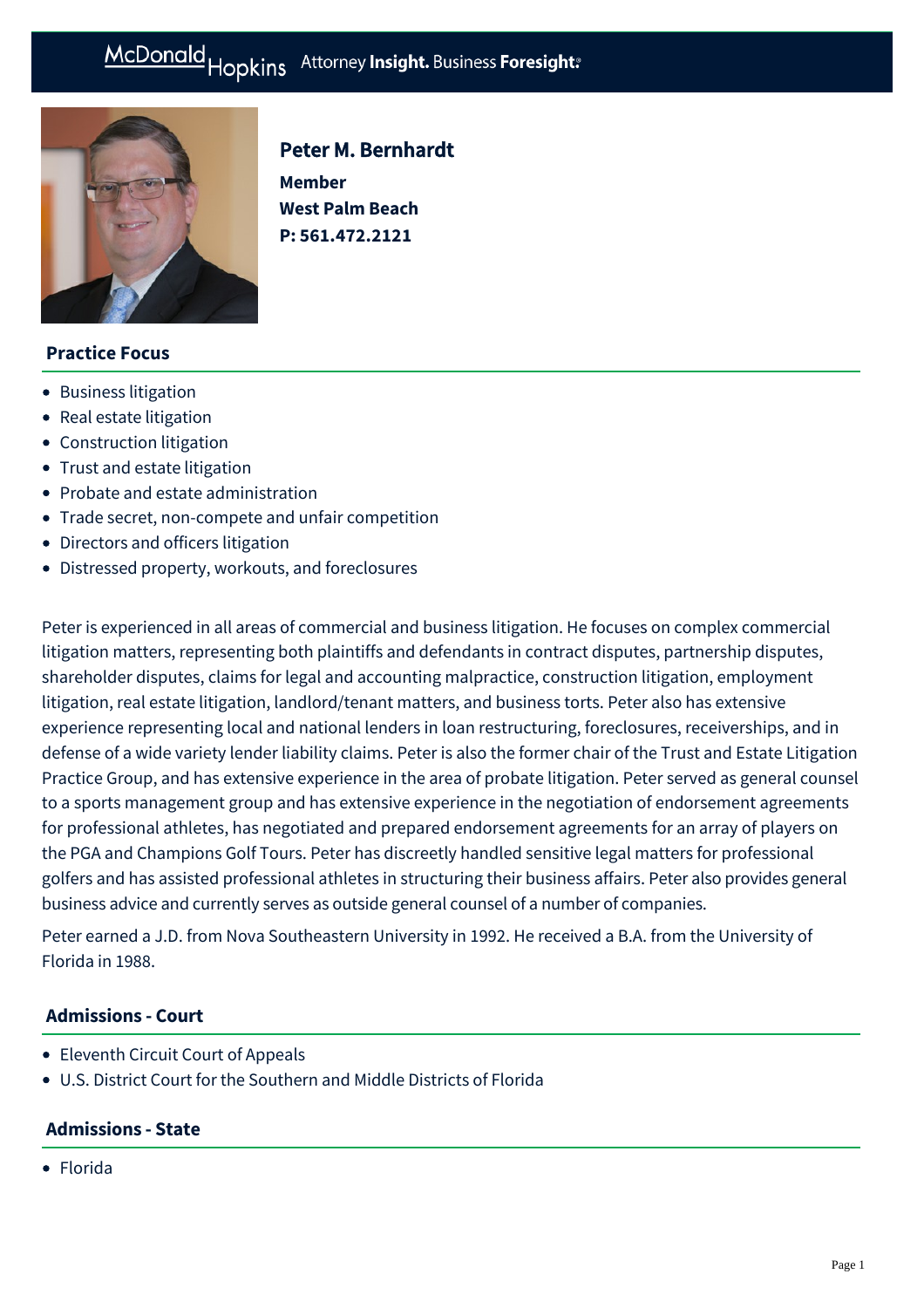# Peter M. Bernhardt

**Member**
**West Palm Beach**
**P: 561.472.2121**

## Practice Focus

- Business litigation
- Real estate litigation
- Construction litigation
- Trust and estate litigation
- Probate and estate administration
- Trade secret, non-compete and unfair competition
- Directors and officers litigation
- Distressed property, workouts, and foreclosures

Peter is experienced in all areas of commercial and business litigation. He focuses on complex commercial litigation matters, representing both plaintiffs and defendants in contract disputes, partnership disputes, shareholder disputes, claims for legal and accounting malpractice, construction litigation, employment litigation, real estate litigation, landlord/tenant matters, and business torts. Peter also has extensive experience representing local and national lenders in loan restructuring, foreclosures, receiverships, and in defense of a wide variety lender liability claims. Peter is also the former chair of the Trust and Estate Litigation Practice Group, and has extensive experience in the area of probate litigation. Peter served as general counsel to a sports management group and has extensive experience in the negotiation of endorsement agreements for professional athletes, has negotiated and prepared endorsement agreements for an array of players on the PGA and Champions Golf Tours. Peter has discreetly handled sensitive legal matters for professional golfers and has assisted professional athletes in structuring their business affairs. Peter also provides general business advice and currently serves as outside general counsel of a number of companies.

Peter earned a J.D. from Nova Southeastern University in 1992. He received a B.A. from the University of Florida in 1988.

## Admissions - Court

- Eleventh Circuit Court of Appeals
- U.S. District Court for the Southern and Middle Districts of Florida

## Admissions - State

- Florida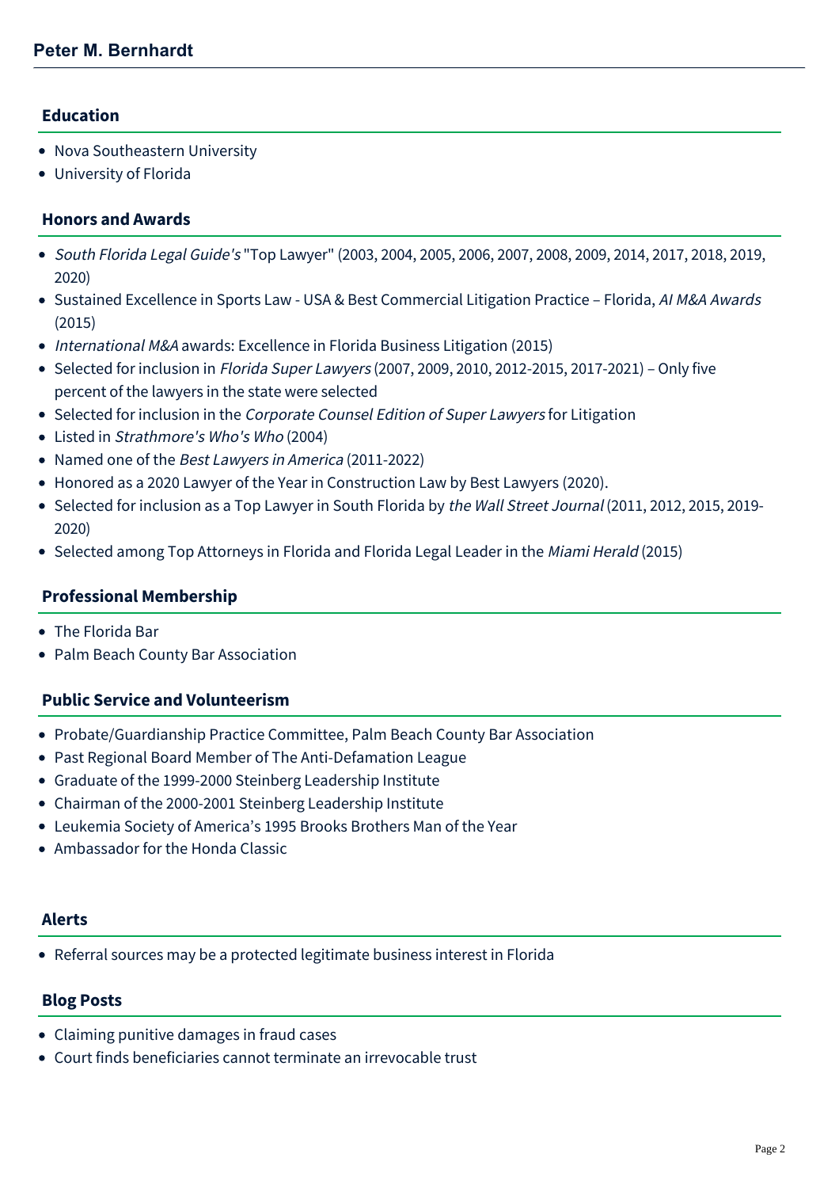## Education

- Nova Southeastern University
- University of Florida

## Honors and Awards

- *South Florida Legal Guide's* "Top Lawyer" (2003, 2004, 2005, 2006, 2007, 2008, 2009, 2014, 2017, 2018, 2019, 2020)
- Sustained Excellence in Sports Law - USA & Best Commercial Litigation Practice – Florida, *AI M&A Awards* (2015)
- *International M&A* awards: Excellence in Florida Business Litigation (2015)
- Selected for inclusion in *Florida Super Lawyers* (2007, 2009, 2010, 2012-2015, 2017-2021) – Only five percent of the lawyers in the state were selected
- Selected for inclusion in the *Corporate Counsel Edition of Super Lawyers* for Litigation
- Listed in *Strathmore's Who's Who* (2004)
- Named one of the *Best Lawyers in America* (2011-2022)
- Honored as a 2020 Lawyer of the Year in Construction Law by Best Lawyers (2020).
- Selected for inclusion as a Top Lawyer in South Florida by *the Wall Street Journal* (2011, 2012, 2015, 2019-2020)
- Selected among Top Attorneys in Florida and Florida Legal Leader in the *Miami Herald* (2015)

## Professional Membership

- The Florida Bar
- Palm Beach County Bar Association

## Public Service and Volunteerism

- Probate/Guardianship Practice Committee, Palm Beach County Bar Association
- Past Regional Board Member of The Anti-Defamation League
- Graduate of the 1999-2000 Steinberg Leadership Institute
- Chairman of the 2000-2001 Steinberg Leadership Institute
- Leukemia Society of America's 1995 Brooks Brothers Man of the Year
- Ambassador for the Honda Classic

## Alerts

- Referral sources may be a protected legitimate business interest in Florida

## Blog Posts

- Claiming punitive damages in fraud cases
- Court finds beneficiaries cannot terminate an irrevocable trust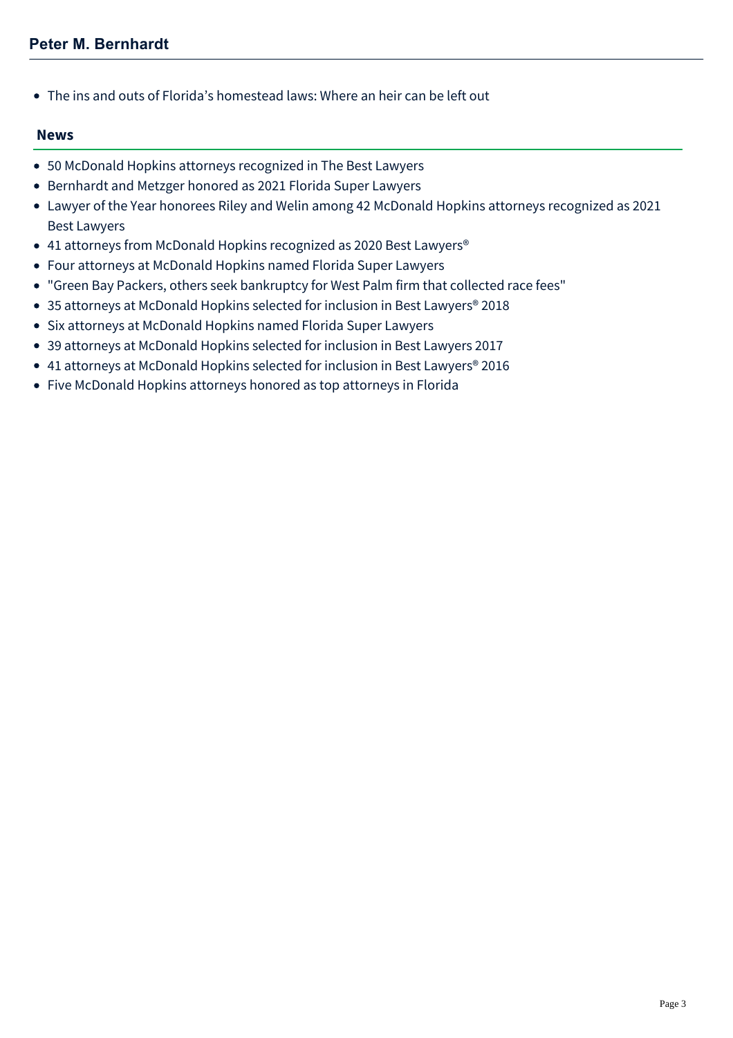- The ins and outs of Florida's homestead laws: Where an heir can be left out

## News

- 50 McDonald Hopkins attorneys recognized in The Best Lawyers
- Bernhardt and Metzger honored as 2021 Florida Super Lawyers
- Lawyer of the Year honorees Riley and Welin among 42 McDonald Hopkins attorneys recognized as 2021 Best Lawyers
- 41 attorneys from McDonald Hopkins recognized as 2020 Best Lawyers®
- Four attorneys at McDonald Hopkins named Florida Super Lawyers
- "Green Bay Packers, others seek bankruptcy for West Palm firm that collected race fees"
- 35 attorneys at McDonald Hopkins selected for inclusion in Best Lawyers® 2018
- Six attorneys at McDonald Hopkins named Florida Super Lawyers
- 39 attorneys at McDonald Hopkins selected for inclusion in Best Lawyers 2017
- 41 attorneys at McDonald Hopkins selected for inclusion in Best Lawyers® 2016
- Five McDonald Hopkins attorneys honored as top attorneys in Florida